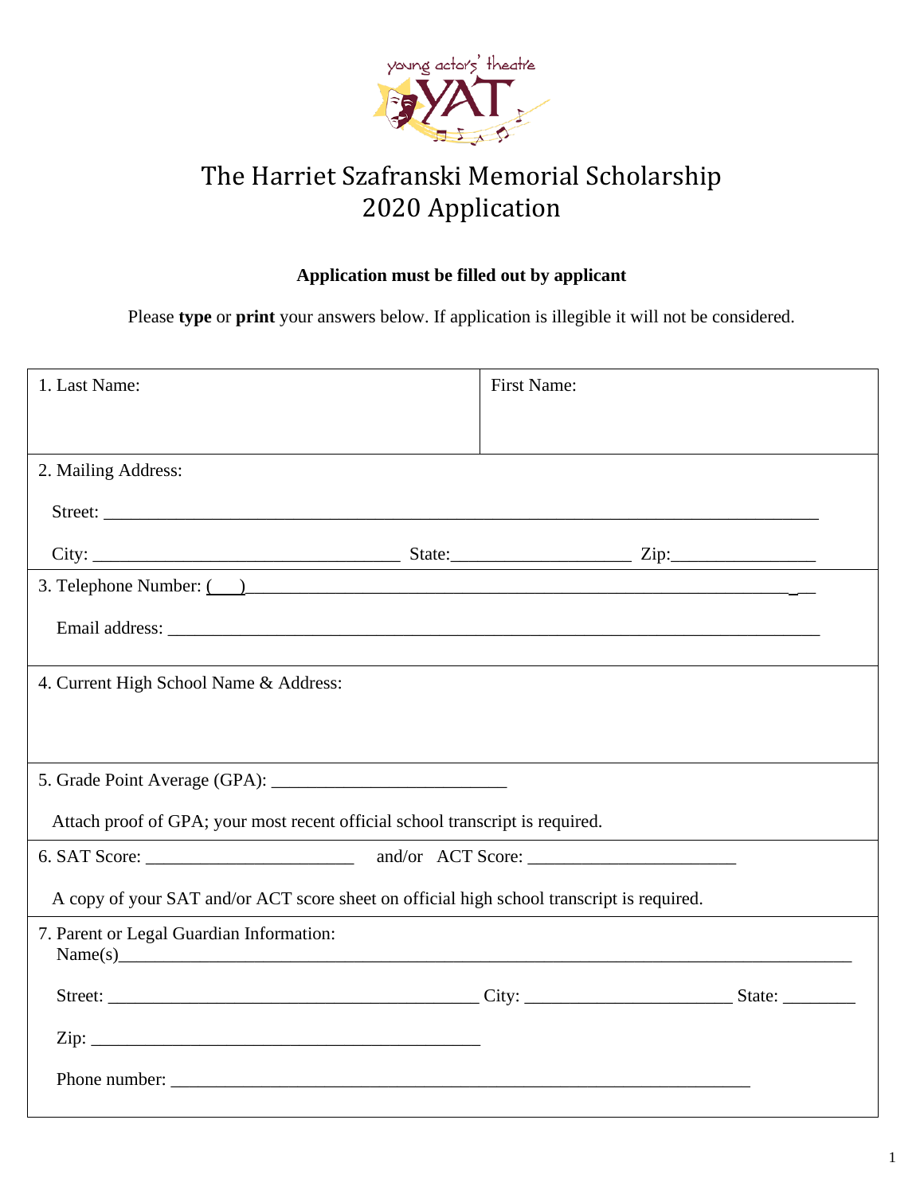# The Harriet Szafranski Memorial Scholarship
# 2020 Application

**Application must be filled out by applicant**

Please **type** or **print** your answers below. If application is illegible it will not be considered.

1. Last Name: 　　　　　　　　　　　　First Name:

2. Mailing Address:

   Street: ____________________________________________________________

   City: ______________________________ State:_________________ Zip:______________

3. Telephone Number: (   )____________________________________________________

   Email address: ______________________________________________________

4. Current High School Name & Address:

5. Grade Point Average (GPA): ________________________

   Attach proof of GPA; your most recent official school transcript is required.

6. SAT Score: ____________________ and/or ACT Score: ____________________

   A copy of your SAT and/or ACT score sheet on official high school transcript is required.

7. Parent or Legal Guardian Information:

   Name(s)______________________________________________________________

   Street: ____________________________________ City: ____________________ State: _______

   Zip: ____________________________________

   Phone number: ____________________________________________________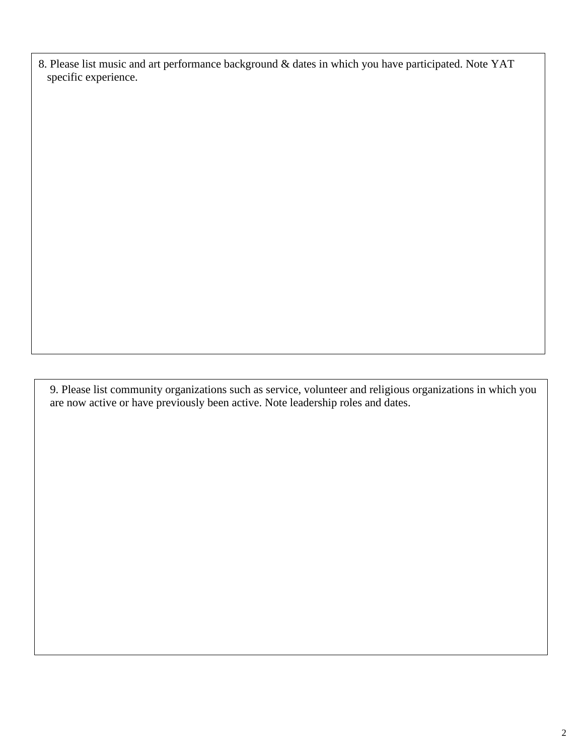8. Please list music and art performance background & dates in which you have participated. Note YAT specific experience.

9. Please list community organizations such as service, volunteer and religious organizations in which you are now active or have previously been active. Note leadership roles and dates.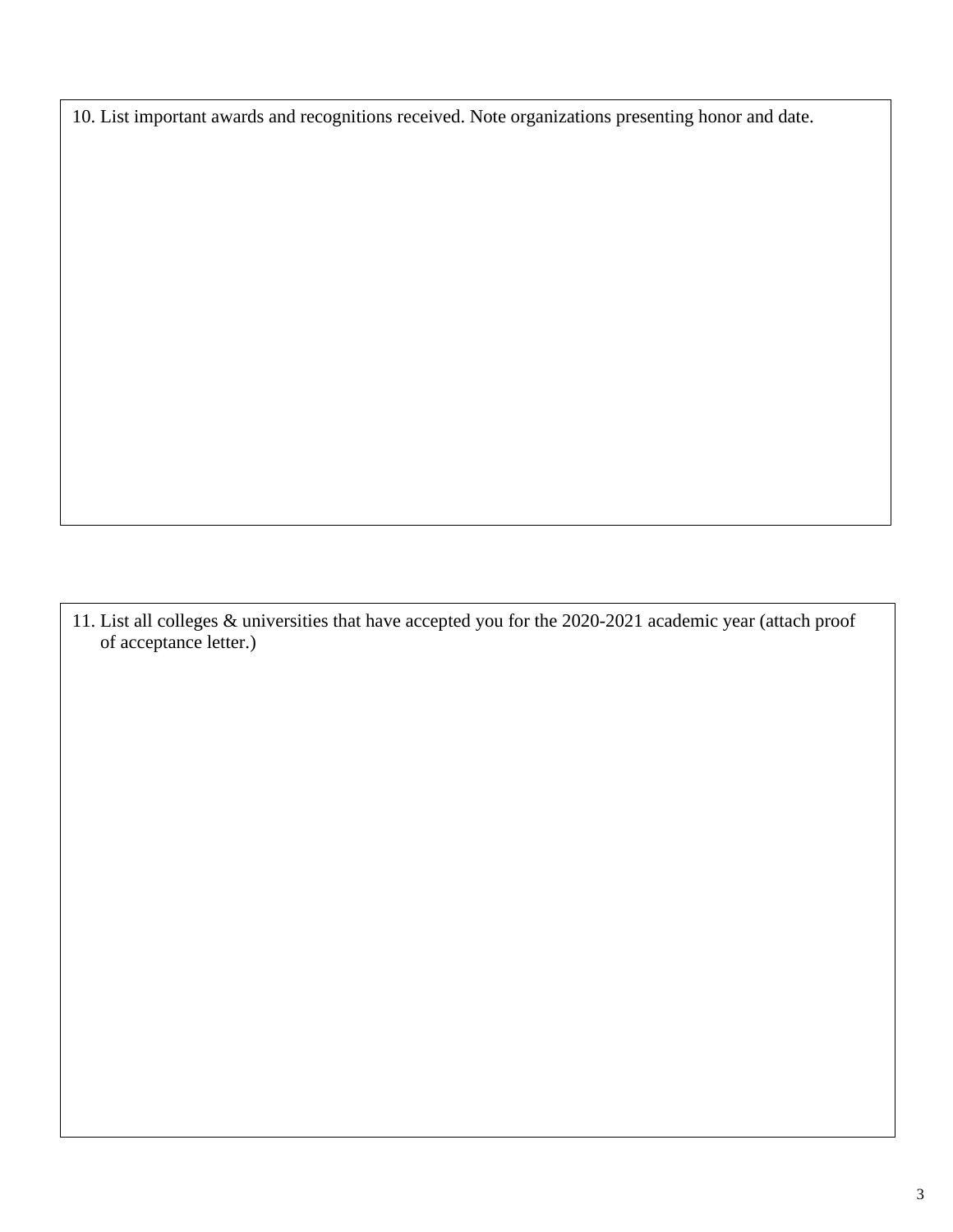10. List important awards and recognitions received. Note organizations presenting honor and date.

11. List all colleges & universities that have accepted you for the 2020-2021 academic year (attach proof of acceptance letter.)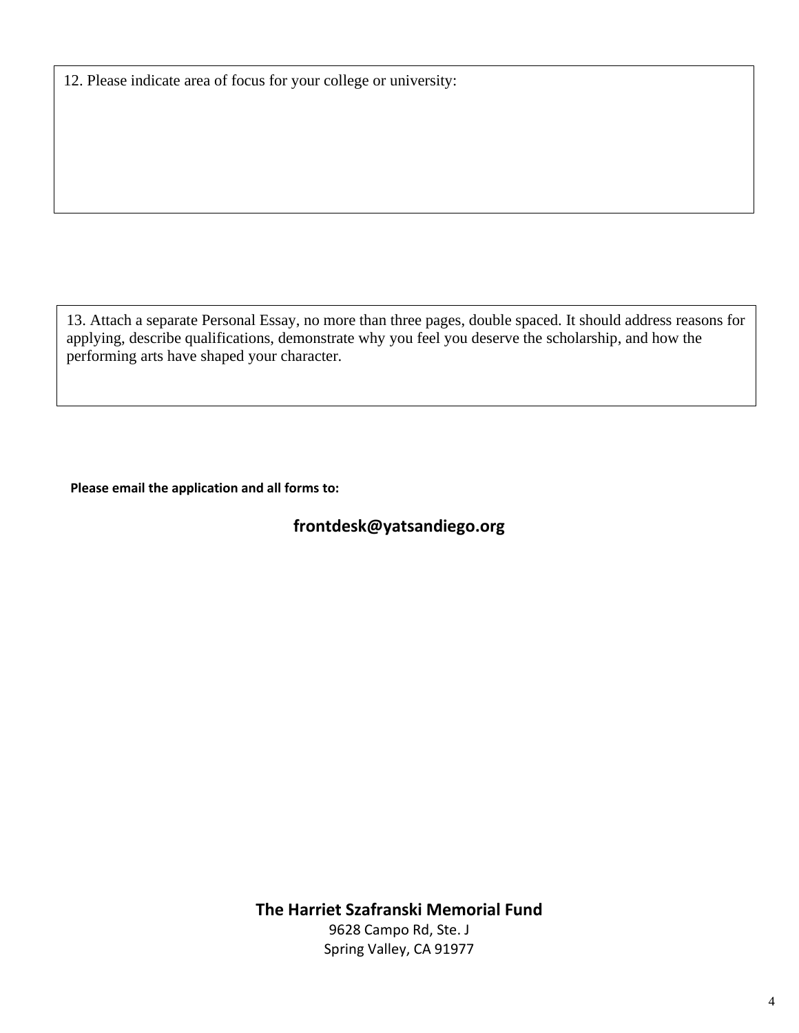12. Please indicate area of focus for your college or university:

13. Attach a separate Personal Essay, no more than three pages, double spaced. It should address reasons for applying, describe qualifications, demonstrate why you feel you deserve the scholarship, and how the performing arts have shaped your character.

**Please email the application and all forms to:**

**frontdesk@yatsandiego.org**

**The Harriet Szafranski Memorial Fund**

9628 Campo Rd, Ste. J
Spring Valley, CA 91977